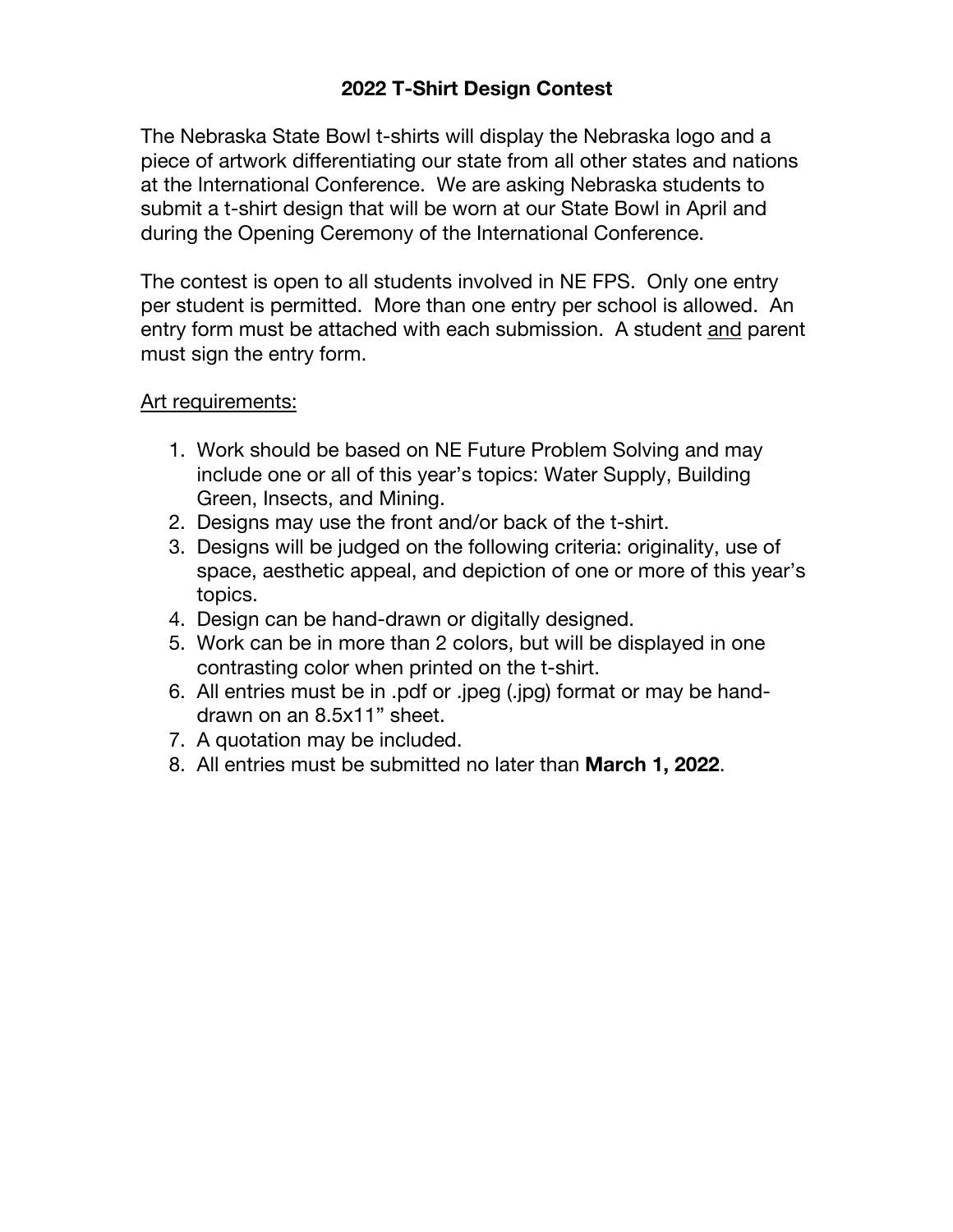# 2022 T-Shirt Design Contest

The Nebraska State Bowl t-shirts will display the Nebraska logo and a piece of artwork differentiating our state from all other states and nations at the International Conference. We are asking Nebraska students to submit a t-shirt design that will be worn at our State Bowl in April and during the Opening Ceremony of the International Conference.

The contest is open to all students involved in NE FPS. Only one entry per student is permitted. More than one entry per school is allowed. An entry form must be attached with each submission. A student <u>and</u> parent must sign the entry form.

<u>Art requirements:</u>

1. Work should be based on NE Future Problem Solving and may include one or all of this year's topics: Water Supply, Building Green, Insects, and Mining.
2. Designs may use the front and/or back of the t-shirt.
3. Designs will be judged on the following criteria: originality, use of space, aesthetic appeal, and depiction of one or more of this year's topics.
4. Design can be hand-drawn or digitally designed.
5. Work can be in more than 2 colors, but will be displayed in one contrasting color when printed on the t-shirt.
6. All entries must be in .pdf or .jpeg (.jpg) format or may be hand-drawn on an 8.5x11" sheet.
7. A quotation may be included.
8. All entries must be submitted no later than **March 1, 2022**.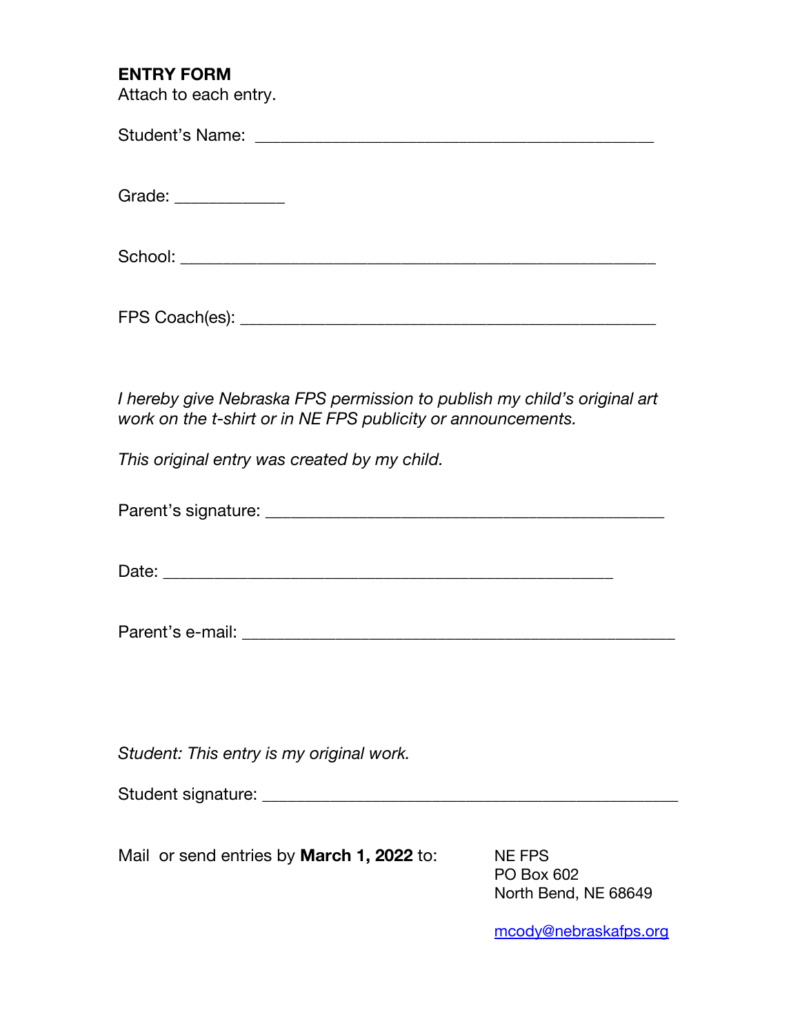**ENTRY FORM**

Attach to each entry.

Student's Name: ______________________________________________

Grade: ____________

School: _______________________________________________________

FPS Coach(es): ________________________________________________

*I hereby give Nebraska FPS permission to publish my child's original art work on the t-shirt or in NE FPS publicity or announcements.*

*This original entry was created by my child.*

Parent's signature: ______________________________________________

Date: ___________________________________________________

Parent's e-mail: ________________________________________________

*Student: This entry is my original work.*

Student signature: _______________________________________________

Mail or send entries by **March 1, 2022** to:

NE FPS
PO Box 602
North Bend, NE 68649

mcody@nebraskafps.org